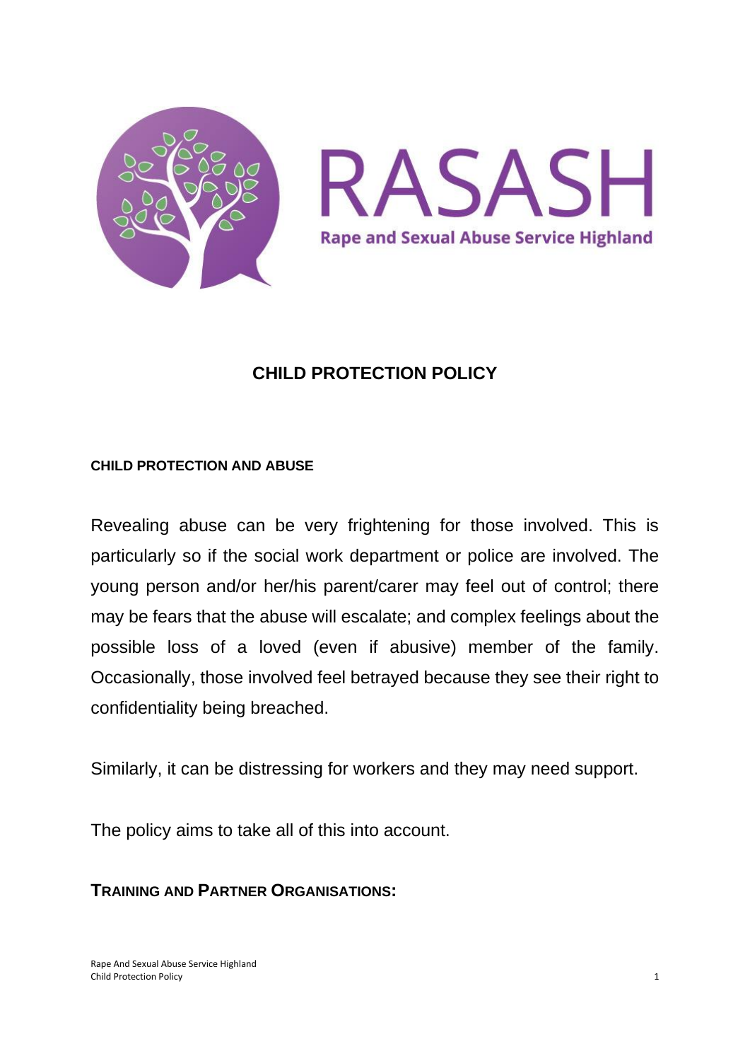RASASH

Rape and Sexual Abuse Service Highland

# CHILD PROTECTION POLICY

## CHILD PROTECTION AND ABUSE

Revealing abuse can be very frightening for those involved. This is particularly so if the social work department or police are involved. The young person and/or her/his parent/carer may feel out of control; there may be fears that the abuse will escalate; and complex feelings about the possible loss of a loved (even if abusive) member of the family. Occasionally, those involved feel betrayed because they see their right to confidentiality being breached.

Similarly, it can be distressing for workers and they may need support.

The policy aims to take all of this into account.

## TRAINING AND PARTNER ORGANISATIONS: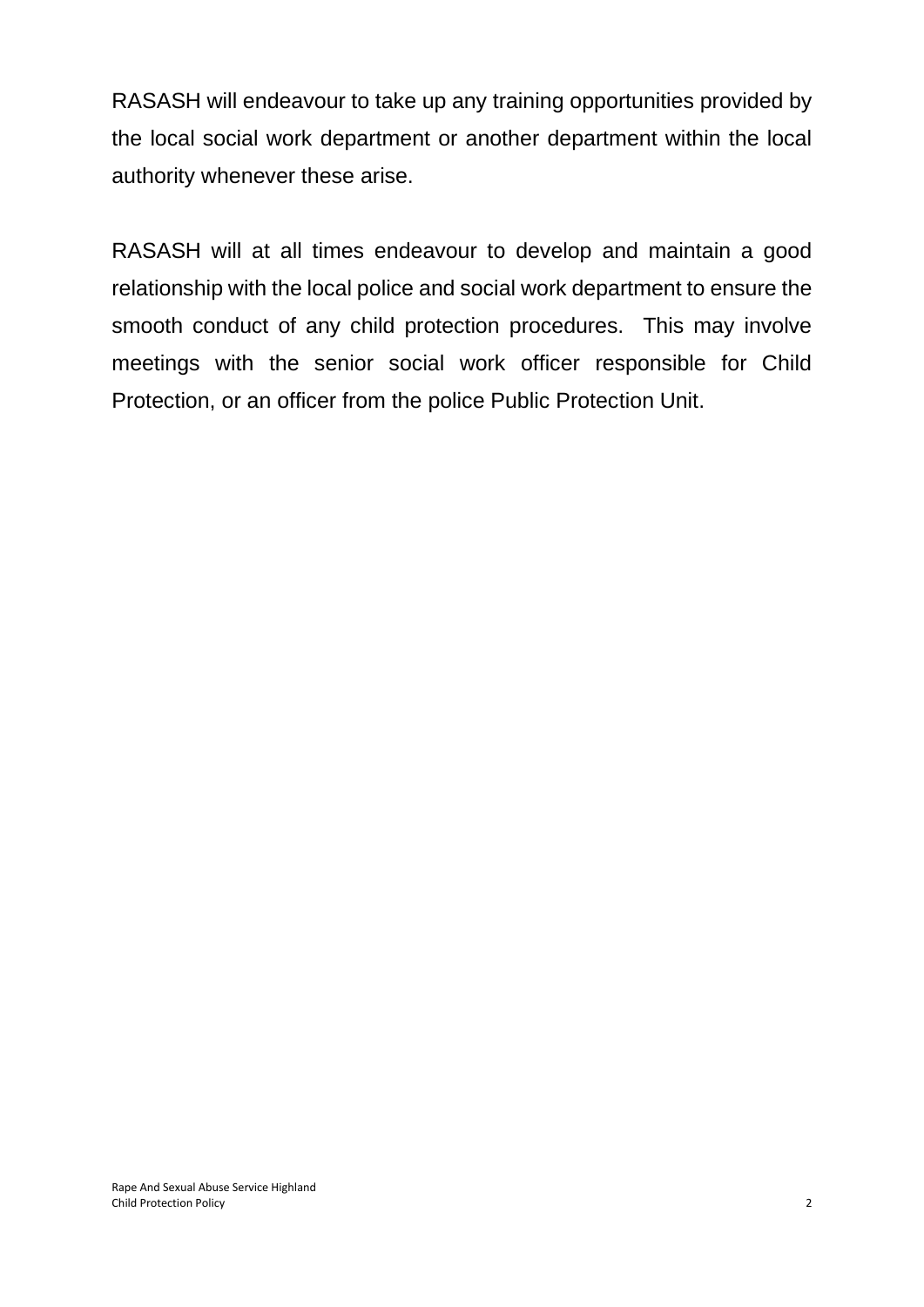RASASH will endeavour to take up any training opportunities provided by the local social work department or another department within the local authority whenever these arise.

RASASH will at all times endeavour to develop and maintain a good relationship with the local police and social work department to ensure the smooth conduct of any child protection procedures. This may involve meetings with the senior social work officer responsible for Child Protection, or an officer from the police Public Protection Unit.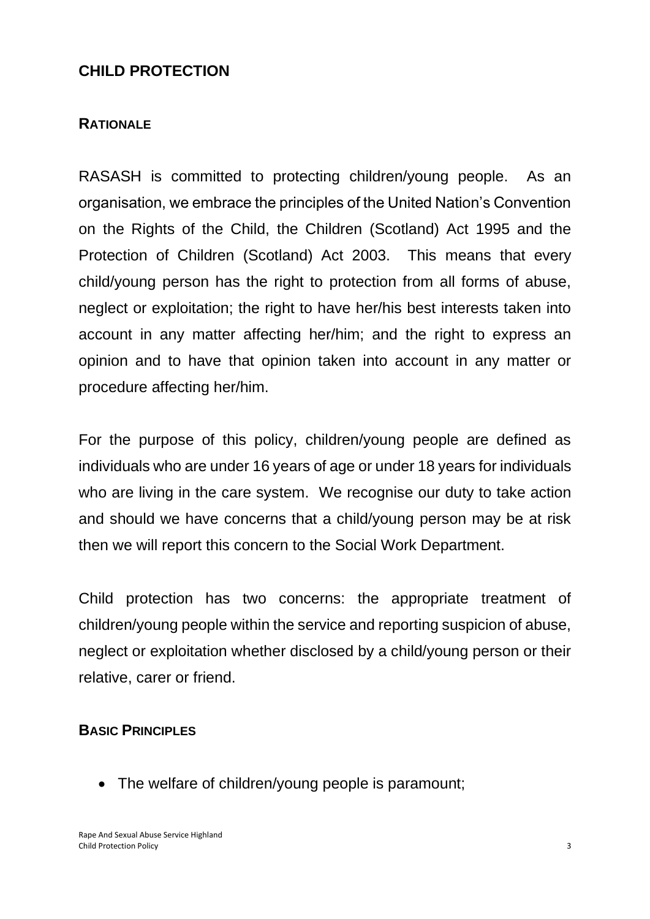## CHILD PROTECTION

### RATIONALE

RASASH is committed to protecting children/young people. As an organisation, we embrace the principles of the United Nation's Convention on the Rights of the Child, the Children (Scotland) Act 1995 and the Protection of Children (Scotland) Act 2003. This means that every child/young person has the right to protection from all forms of abuse, neglect or exploitation; the right to have her/his best interests taken into account in any matter affecting her/him; and the right to express an opinion and to have that opinion taken into account in any matter or procedure affecting her/him.

For the purpose of this policy, children/young people are defined as individuals who are under 16 years of age or under 18 years for individuals who are living in the care system. We recognise our duty to take action and should we have concerns that a child/young person may be at risk then we will report this concern to the Social Work Department.

Child protection has two concerns: the appropriate treatment of children/young people within the service and reporting suspicion of abuse, neglect or exploitation whether disclosed by a child/young person or their relative, carer or friend.

### BASIC PRINCIPLES

- The welfare of children/young people is paramount;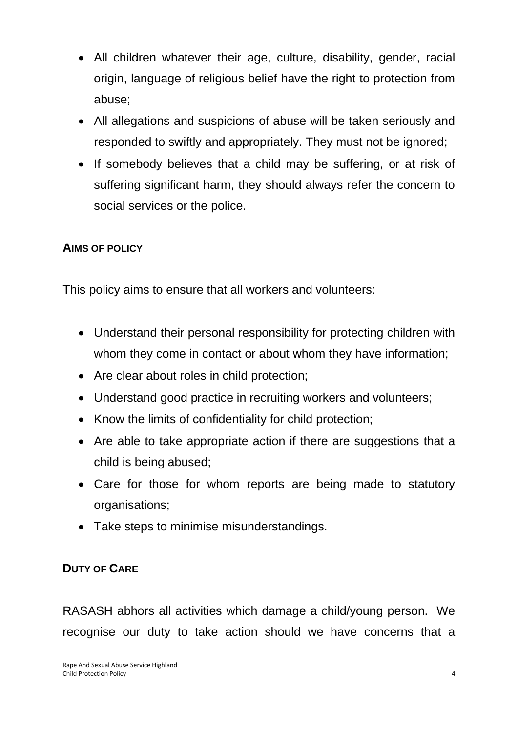- All children whatever their age, culture, disability, gender, racial origin, language of religious belief have the right to protection from abuse;
- All allegations and suspicions of abuse will be taken seriously and responded to swiftly and appropriately. They must not be ignored;
- If somebody believes that a child may be suffering, or at risk of suffering significant harm, they should always refer the concern to social services or the police.

## AIMS OF POLICY

This policy aims to ensure that all workers and volunteers:

- Understand their personal responsibility for protecting children with whom they come in contact or about whom they have information;
- Are clear about roles in child protection;
- Understand good practice in recruiting workers and volunteers;
- Know the limits of confidentiality for child protection;
- Are able to take appropriate action if there are suggestions that a child is being abused;
- Care for those for whom reports are being made to statutory organisations;
- Take steps to minimise misunderstandings.

## DUTY OF CARE

RASASH abhors all activities which damage a child/young person. We recognise our duty to take action should we have concerns that a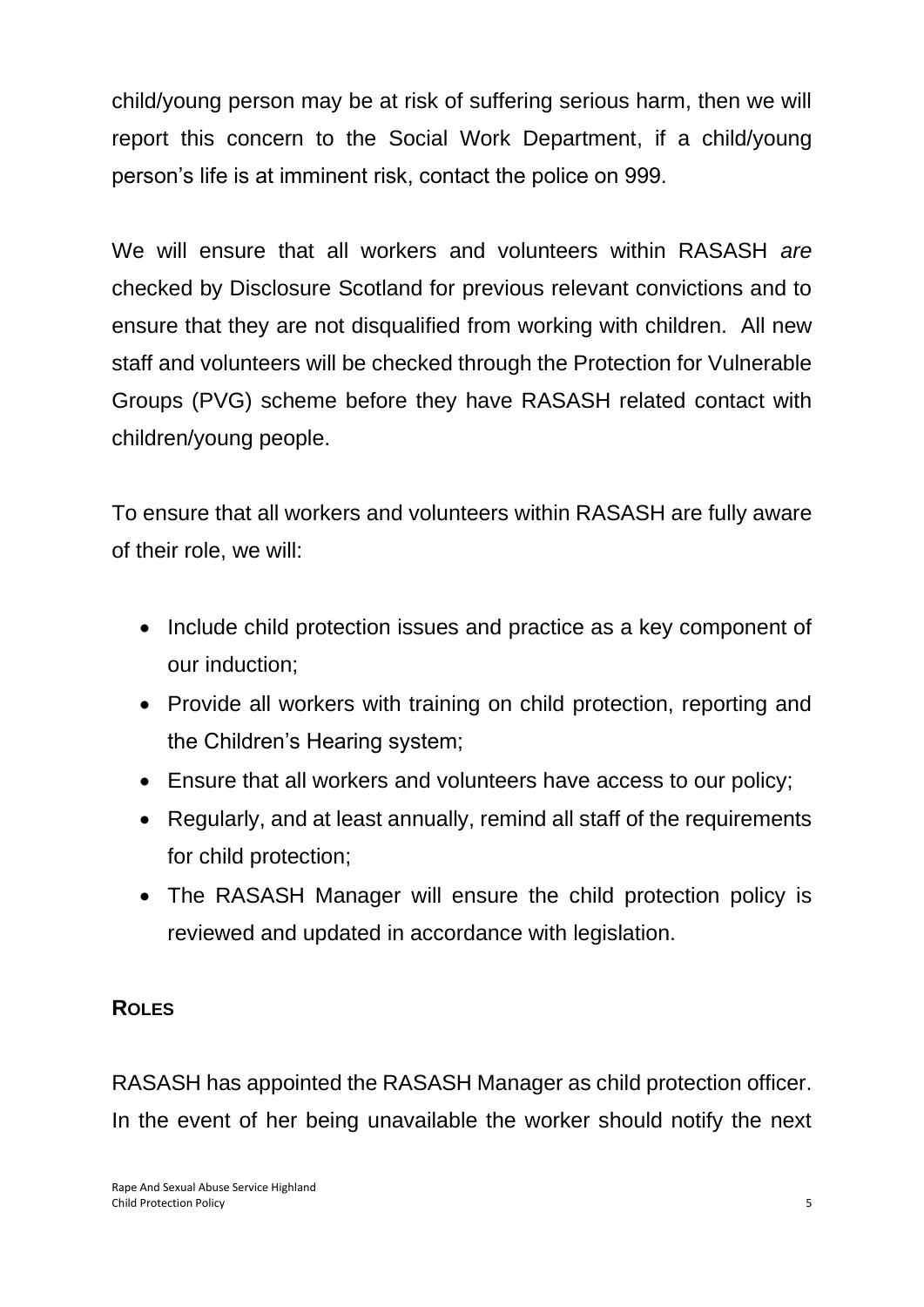child/young person may be at risk of suffering serious harm, then we will report this concern to the Social Work Department, if a child/young person's life is at imminent risk, contact the police on 999.

We will ensure that all workers and volunteers within RASASH *are* checked by Disclosure Scotland for previous relevant convictions and to ensure that they are not disqualified from working with children. All new staff and volunteers will be checked through the Protection for Vulnerable Groups (PVG) scheme before they have RASASH related contact with children/young people.

To ensure that all workers and volunteers within RASASH are fully aware of their role, we will:

- Include child protection issues and practice as a key component of our induction;
- Provide all workers with training on child protection, reporting and the Children's Hearing system;
- Ensure that all workers and volunteers have access to our policy;
- Regularly, and at least annually, remind all staff of the requirements for child protection;
- The RASASH Manager will ensure the child protection policy is reviewed and updated in accordance with legislation.

## ROLES

RASASH has appointed the RASASH Manager as child protection officer. In the event of her being unavailable the worker should notify the next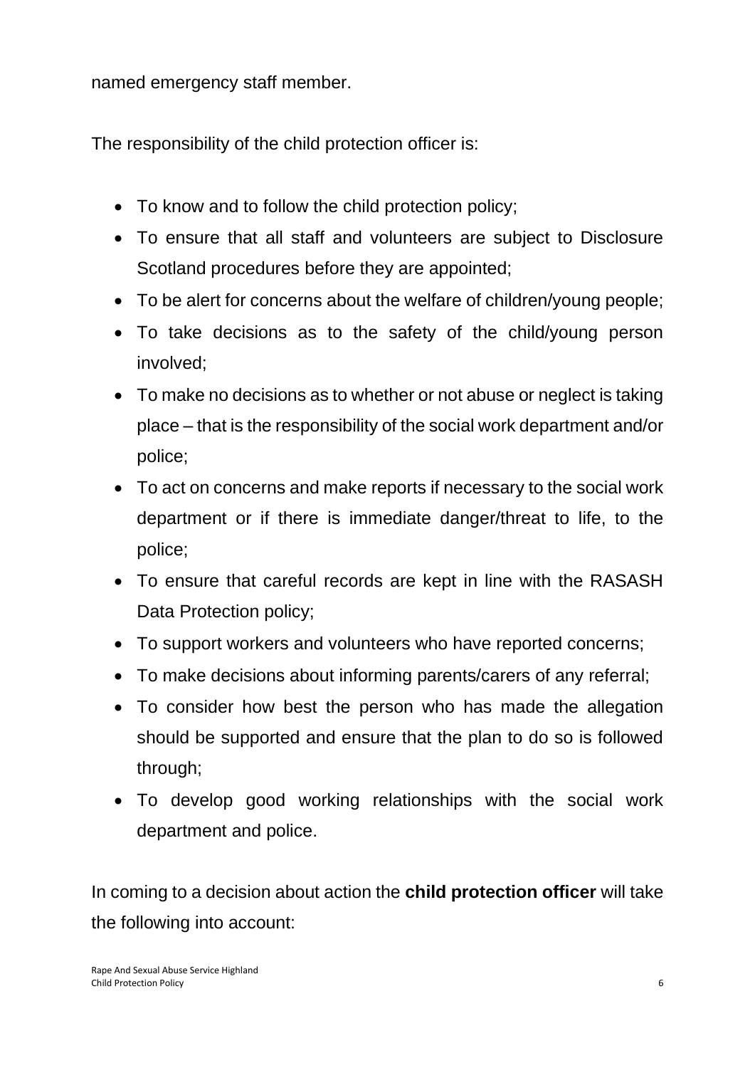named emergency staff member.

The responsibility of the child protection officer is:

- To know and to follow the child protection policy;
- To ensure that all staff and volunteers are subject to Disclosure Scotland procedures before they are appointed;
- To be alert for concerns about the welfare of children/young people;
- To take decisions as to the safety of the child/young person involved;
- To make no decisions as to whether or not abuse or neglect is taking place – that is the responsibility of the social work department and/or police;
- To act on concerns and make reports if necessary to the social work department or if there is immediate danger/threat to life, to the police;
- To ensure that careful records are kept in line with the RASASH Data Protection policy;
- To support workers and volunteers who have reported concerns;
- To make decisions about informing parents/carers of any referral;
- To consider how best the person who has made the allegation should be supported and ensure that the plan to do so is followed through;
- To develop good working relationships with the social work department and police.

In coming to a decision about action the **child protection officer** will take the following into account: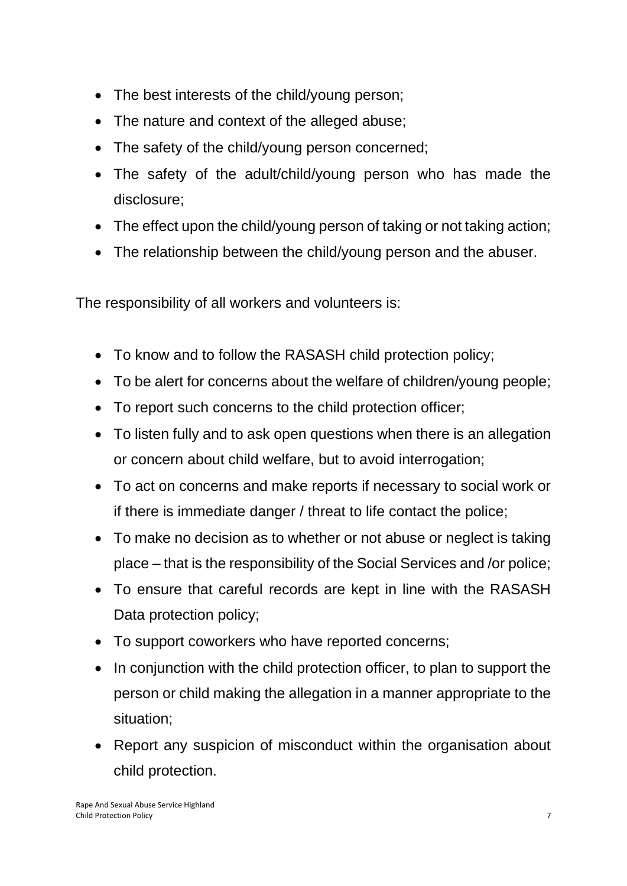- The best interests of the child/young person;
- The nature and context of the alleged abuse;
- The safety of the child/young person concerned;
- The safety of the adult/child/young person who has made the disclosure;
- The effect upon the child/young person of taking or not taking action;
- The relationship between the child/young person and the abuser.

The responsibility of all workers and volunteers is:

- To know and to follow the RASASH child protection policy;
- To be alert for concerns about the welfare of children/young people;
- To report such concerns to the child protection officer;
- To listen fully and to ask open questions when there is an allegation or concern about child welfare, but to avoid interrogation;
- To act on concerns and make reports if necessary to social work or if there is immediate danger / threat to life contact the police;
- To make no decision as to whether or not abuse or neglect is taking place – that is the responsibility of the Social Services and /or police;
- To ensure that careful records are kept in line with the RASASH Data protection policy;
- To support coworkers who have reported concerns;
- In conjunction with the child protection officer, to plan to support the person or child making the allegation in a manner appropriate to the situation;
- Report any suspicion of misconduct within the organisation about child protection.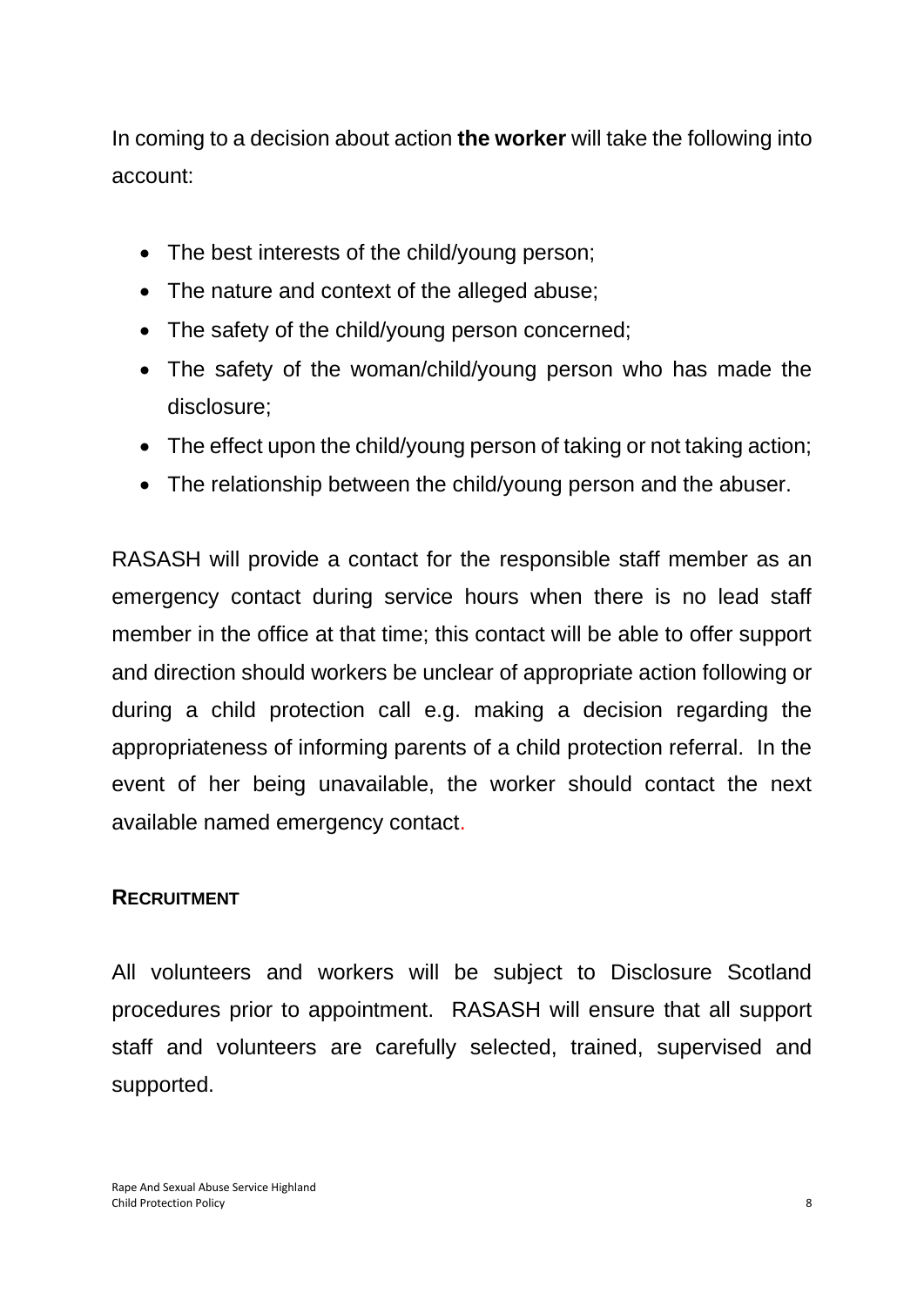In coming to a decision about action **the worker** will take the following into account:

- The best interests of the child/young person;
- The nature and context of the alleged abuse;
- The safety of the child/young person concerned;
- The safety of the woman/child/young person who has made the disclosure;
- The effect upon the child/young person of taking or not taking action;
- The relationship between the child/young person and the abuser.

RASASH will provide a contact for the responsible staff member as an emergency contact during service hours when there is no lead staff member in the office at that time; this contact will be able to offer support and direction should workers be unclear of appropriate action following or during a child protection call e.g. making a decision regarding the appropriateness of informing parents of a child protection referral. In the event of her being unavailable, the worker should contact the next available named emergency contact.

## RECRUITMENT

All volunteers and workers will be subject to Disclosure Scotland procedures prior to appointment. RASASH will ensure that all support staff and volunteers are carefully selected, trained, supervised and supported.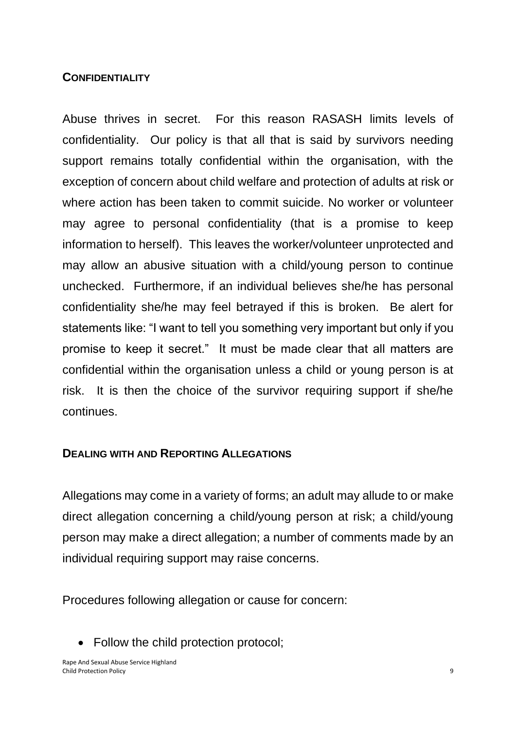## CONFIDENTIALITY

Abuse thrives in secret. For this reason RASASH limits levels of confidentiality. Our policy is that all that is said by survivors needing support remains totally confidential within the organisation, with the exception of concern about child welfare and protection of adults at risk or where action has been taken to commit suicide. No worker or volunteer may agree to personal confidentiality (that is a promise to keep information to herself). This leaves the worker/volunteer unprotected and may allow an abusive situation with a child/young person to continue unchecked. Furthermore, if an individual believes she/he has personal confidentiality she/he may feel betrayed if this is broken. Be alert for statements like: "I want to tell you something very important but only if you promise to keep it secret." It must be made clear that all matters are confidential within the organisation unless a child or young person is at risk. It is then the choice of the survivor requiring support if she/he continues.

## DEALING WITH AND REPORTING ALLEGATIONS

Allegations may come in a variety of forms; an adult may allude to or make direct allegation concerning a child/young person at risk; a child/young person may make a direct allegation; a number of comments made by an individual requiring support may raise concerns.

Procedures following allegation or cause for concern:

- Follow the child protection protocol;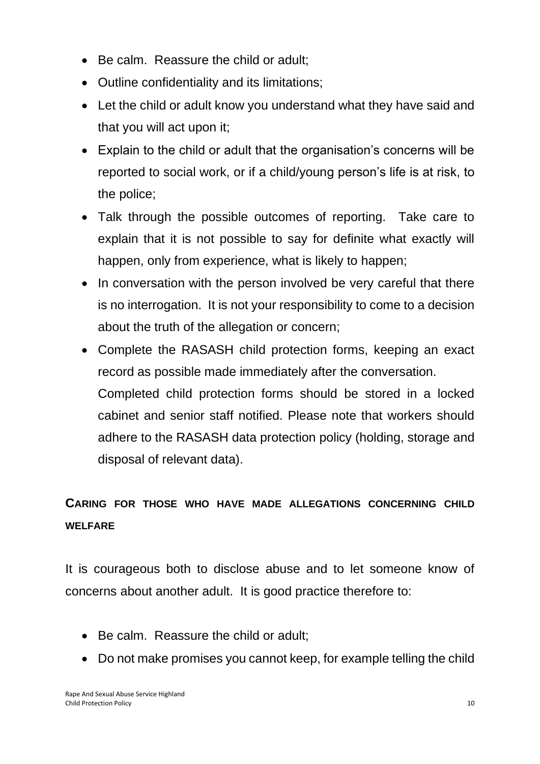- Be calm. Reassure the child or adult;
- Outline confidentiality and its limitations;
- Let the child or adult know you understand what they have said and that you will act upon it;
- Explain to the child or adult that the organisation's concerns will be reported to social work, or if a child/young person's life is at risk, to the police;
- Talk through the possible outcomes of reporting. Take care to explain that it is not possible to say for definite what exactly will happen, only from experience, what is likely to happen;
- In conversation with the person involved be very careful that there is no interrogation. It is not your responsibility to come to a decision about the truth of the allegation or concern;
- Complete the RASASH child protection forms, keeping an exact record as possible made immediately after the conversation. Completed child protection forms should be stored in a locked cabinet and senior staff notified. Please note that workers should adhere to the RASASH data protection policy (holding, storage and disposal of relevant data).

## CARING FOR THOSE WHO HAVE MADE ALLEGATIONS CONCERNING CHILD WELFARE

It is courageous both to disclose abuse and to let someone know of concerns about another adult. It is good practice therefore to:

- Be calm. Reassure the child or adult;
- Do not make promises you cannot keep, for example telling the child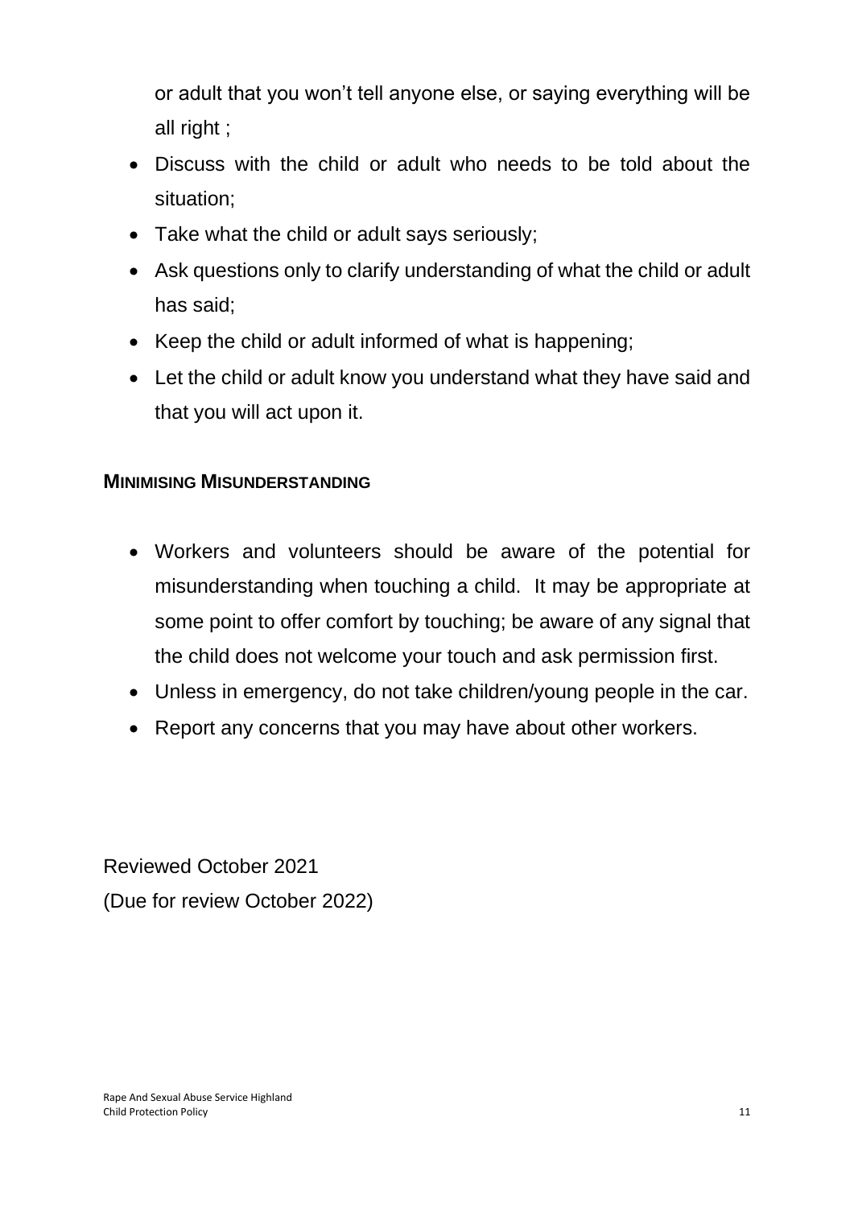or adult that you won't tell anyone else, or saying everything will be all right ;

- Discuss with the child or adult who needs to be told about the situation;
- Take what the child or adult says seriously;
- Ask questions only to clarify understanding of what the child or adult has said;
- Keep the child or adult informed of what is happening;
- Let the child or adult know you understand what they have said and that you will act upon it.

**MINIMISING MISUNDERSTANDING**

- Workers and volunteers should be aware of the potential for misunderstanding when touching a child. It may be appropriate at some point to offer comfort by touching; be aware of any signal that the child does not welcome your touch and ask permission first.
- Unless in emergency, do not take children/young people in the car.
- Report any concerns that you may have about other workers.

Reviewed October 2021
(Due for review October 2022)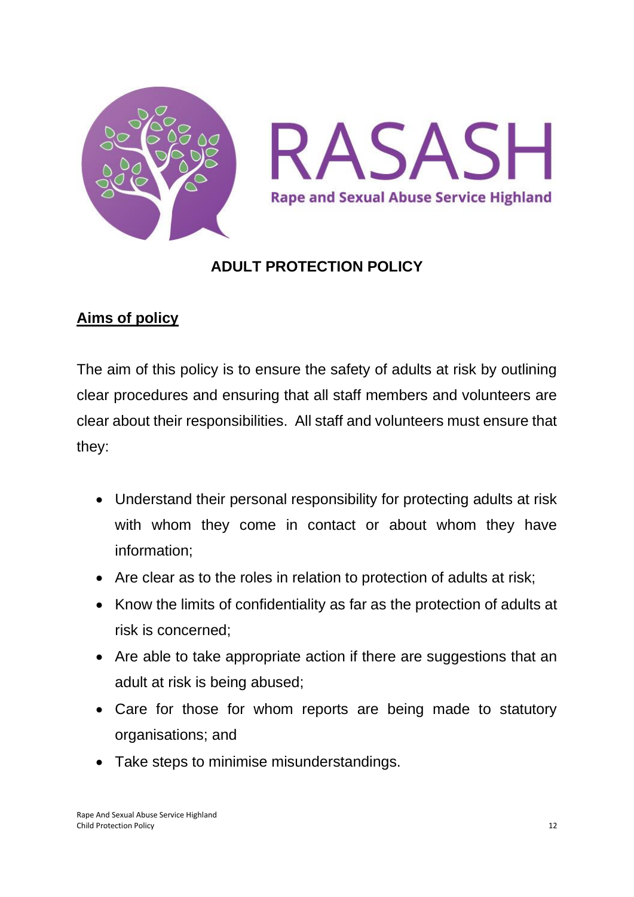RASASH

Rape and Sexual Abuse Service Highland

## ADULT PROTECTION POLICY

**Aims of policy**

The aim of this policy is to ensure the safety of adults at risk by outlining clear procedures and ensuring that all staff members and volunteers are clear about their responsibilities. All staff and volunteers must ensure that they:

- Understand their personal responsibility for protecting adults at risk with whom they come in contact or about whom they have information;
- Are clear as to the roles in relation to protection of adults at risk;
- Know the limits of confidentiality as far as the protection of adults at risk is concerned;
- Are able to take appropriate action if there are suggestions that an adult at risk is being abused;
- Care for those for whom reports are being made to statutory organisations; and
- Take steps to minimise misunderstandings.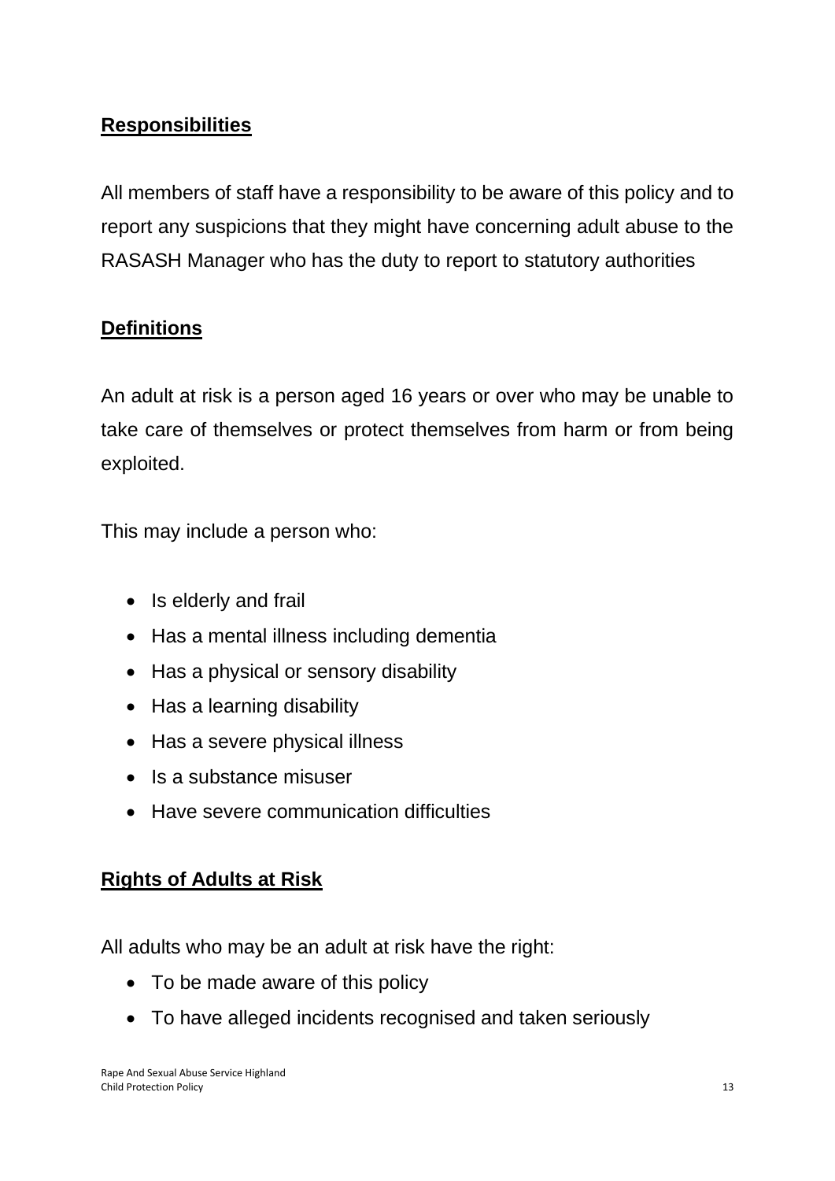## Responsibilities

All members of staff have a responsibility to be aware of this policy and to report any suspicions that they might have concerning adult abuse to the RASASH Manager who has the duty to report to statutory authorities

## Definitions

An adult at risk is a person aged 16 years or over who may be unable to take care of themselves or protect themselves from harm or from being exploited.

This may include a person who:

- Is elderly and frail
- Has a mental illness including dementia
- Has a physical or sensory disability
- Has a learning disability
- Has a severe physical illness
- Is a substance misuser
- Have severe communication difficulties

## Rights of Adults at Risk

All adults who may be an adult at risk have the right:

- To be made aware of this policy
- To have alleged incidents recognised and taken seriously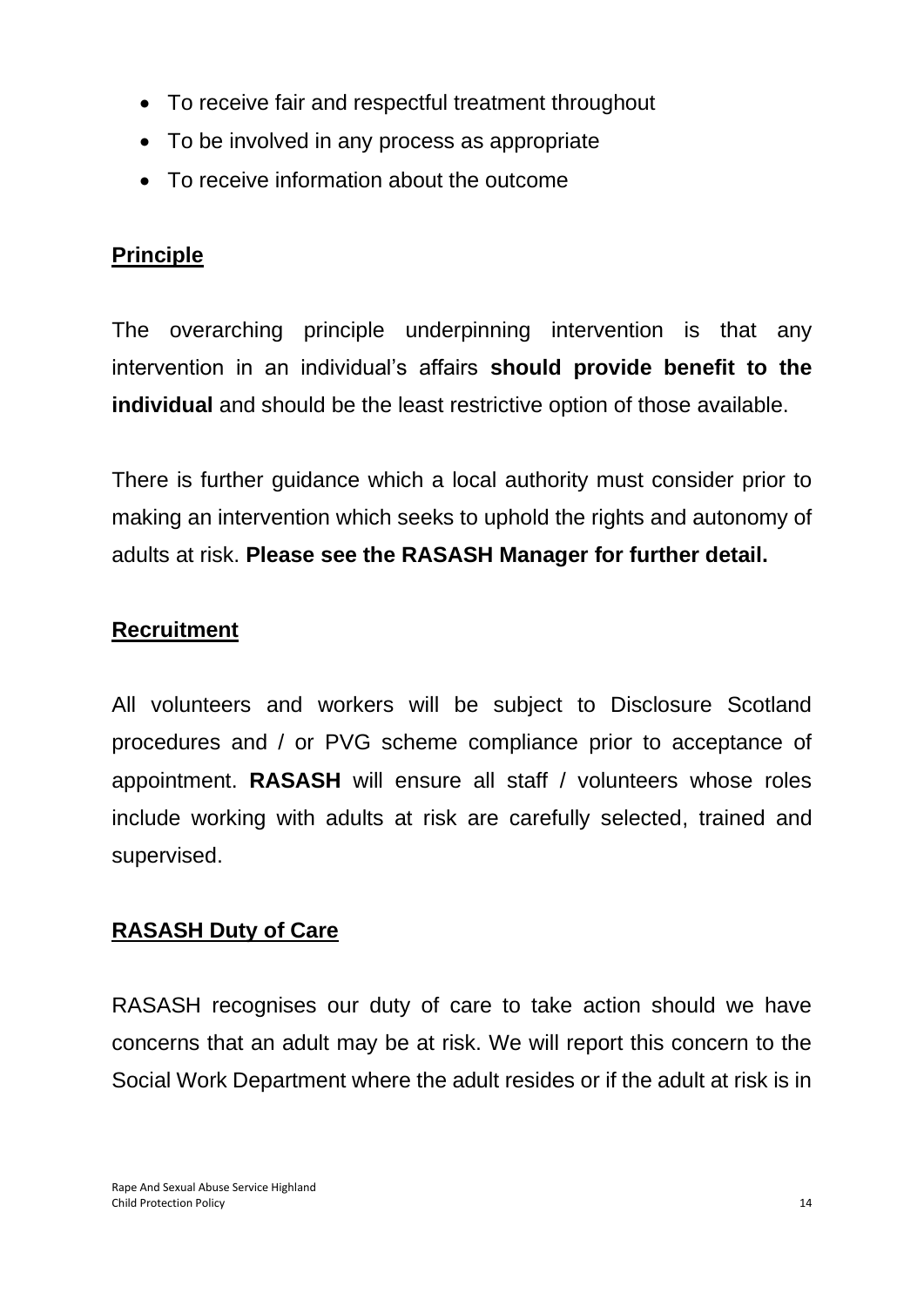- To receive fair and respectful treatment throughout
- To be involved in any process as appropriate
- To receive information about the outcome

## Principle

The overarching principle underpinning intervention is that any intervention in an individual's affairs **should provide benefit to the individual** and should be the least restrictive option of those available.

There is further guidance which a local authority must consider prior to making an intervention which seeks to uphold the rights and autonomy of adults at risk. **Please see the RASASH Manager for further detail.**

## Recruitment

All volunteers and workers will be subject to Disclosure Scotland procedures and / or PVG scheme compliance prior to acceptance of appointment. **RASASH** will ensure all staff / volunteers whose roles include working with adults at risk are carefully selected, trained and supervised.

## RASASH Duty of Care

RASASH recognises our duty of care to take action should we have concerns that an adult may be at risk. We will report this concern to the Social Work Department where the adult resides or if the adult at risk is in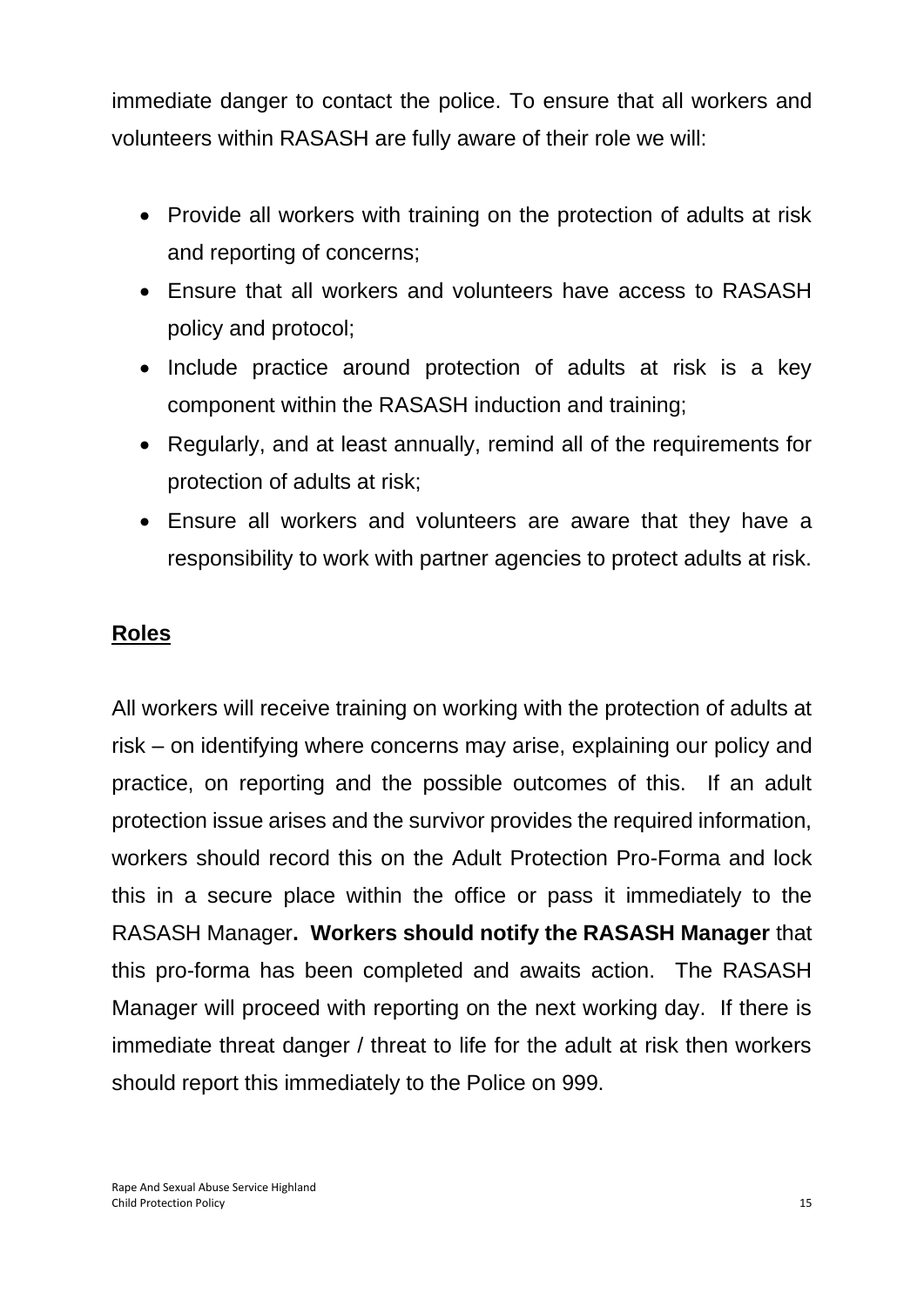immediate danger to contact the police. To ensure that all workers and volunteers within RASASH are fully aware of their role we will:

- Provide all workers with training on the protection of adults at risk and reporting of concerns;
- Ensure that all workers and volunteers have access to RASASH policy and protocol;
- Include practice around protection of adults at risk is a key component within the RASASH induction and training;
- Regularly, and at least annually, remind all of the requirements for protection of adults at risk;
- Ensure all workers and volunteers are aware that they have a responsibility to work with partner agencies to protect adults at risk.

## Roles

All workers will receive training on working with the protection of adults at risk – on identifying where concerns may arise, explaining our policy and practice, on reporting and the possible outcomes of this. If an adult protection issue arises and the survivor provides the required information, workers should record this on the Adult Protection Pro-Forma and lock this in a secure place within the office or pass it immediately to the RASASH Manager**. Workers should notify the RASASH Manager** that this pro-forma has been completed and awaits action. The RASASH Manager will proceed with reporting on the next working day. If there is immediate threat danger / threat to life for the adult at risk then workers should report this immediately to the Police on 999.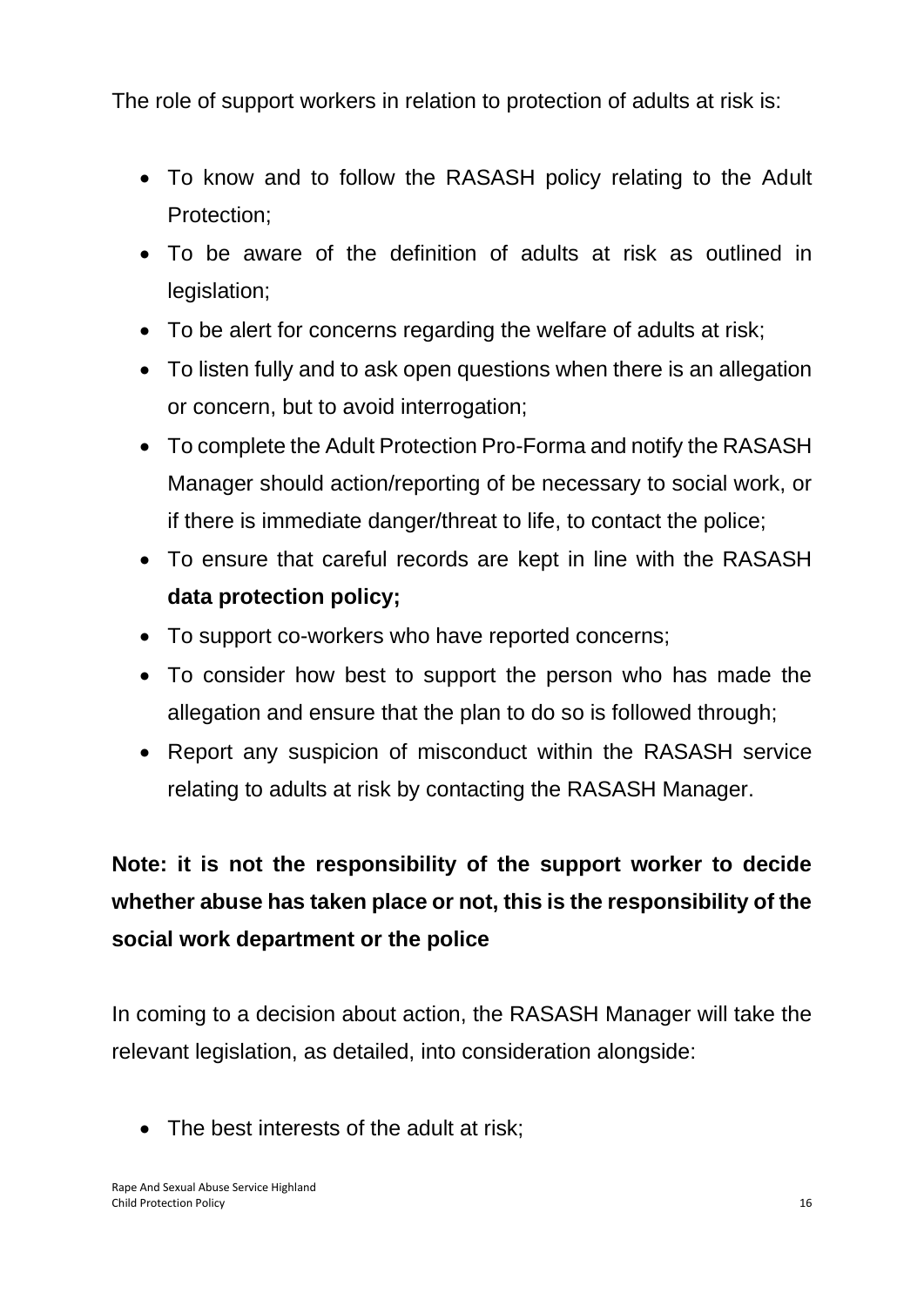The role of support workers in relation to protection of adults at risk is:

- To know and to follow the RASASH policy relating to the Adult Protection;
- To be aware of the definition of adults at risk as outlined in legislation;
- To be alert for concerns regarding the welfare of adults at risk;
- To listen fully and to ask open questions when there is an allegation or concern, but to avoid interrogation;
- To complete the Adult Protection Pro-Forma and notify the RASASH Manager should action/reporting of be necessary to social work, or if there is immediate danger/threat to life, to contact the police;
- To ensure that careful records are kept in line with the RASASH **data protection policy;**
- To support co-workers who have reported concerns;
- To consider how best to support the person who has made the allegation and ensure that the plan to do so is followed through;
- Report any suspicion of misconduct within the RASASH service relating to adults at risk by contacting the RASASH Manager.

**Note: it is not the responsibility of the support worker to decide whether abuse has taken place or not, this is the responsibility of the social work department or the police**

In coming to a decision about action, the RASASH Manager will take the relevant legislation, as detailed, into consideration alongside:

- The best interests of the adult at risk;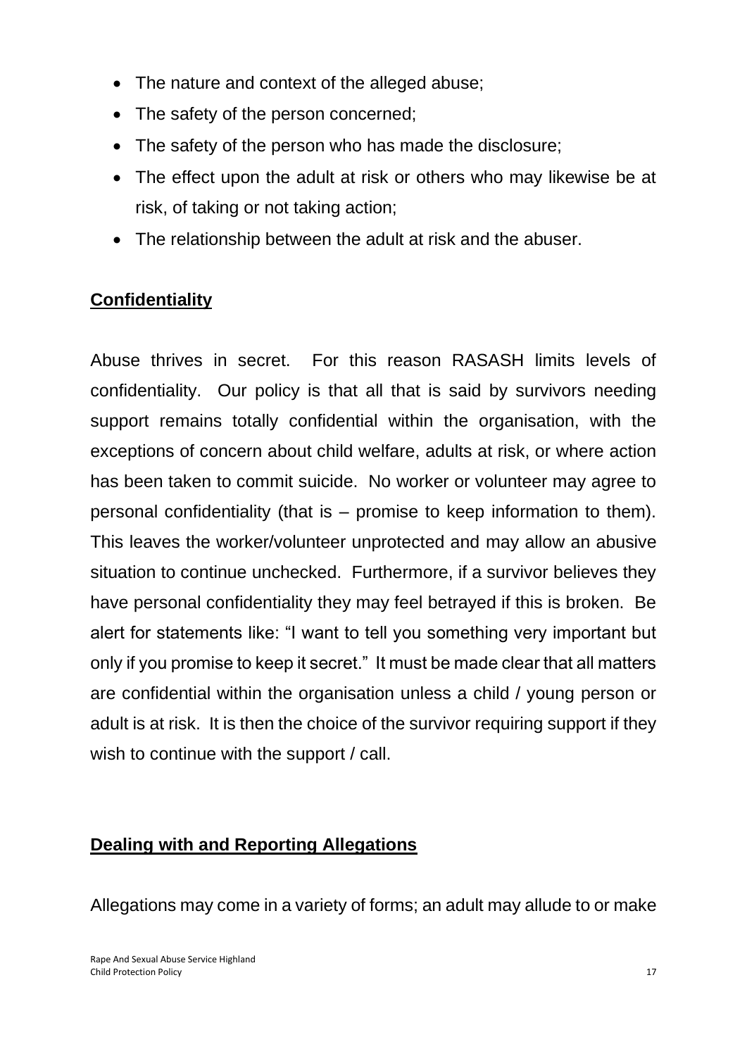- The nature and context of the alleged abuse;
- The safety of the person concerned;
- The safety of the person who has made the disclosure;
- The effect upon the adult at risk or others who may likewise be at risk, of taking or not taking action;
- The relationship between the adult at risk and the abuser.

## Confidentiality

Abuse thrives in secret. For this reason RASASH limits levels of confidentiality. Our policy is that all that is said by survivors needing support remains totally confidential within the organisation, with the exceptions of concern about child welfare, adults at risk, or where action has been taken to commit suicide. No worker or volunteer may agree to personal confidentiality (that is – promise to keep information to them). This leaves the worker/volunteer unprotected and may allow an abusive situation to continue unchecked. Furthermore, if a survivor believes they have personal confidentiality they may feel betrayed if this is broken. Be alert for statements like: "I want to tell you something very important but only if you promise to keep it secret." It must be made clear that all matters are confidential within the organisation unless a child / young person or adult is at risk. It is then the choice of the survivor requiring support if they wish to continue with the support / call.

## Dealing with and Reporting Allegations

Allegations may come in a variety of forms; an adult may allude to or make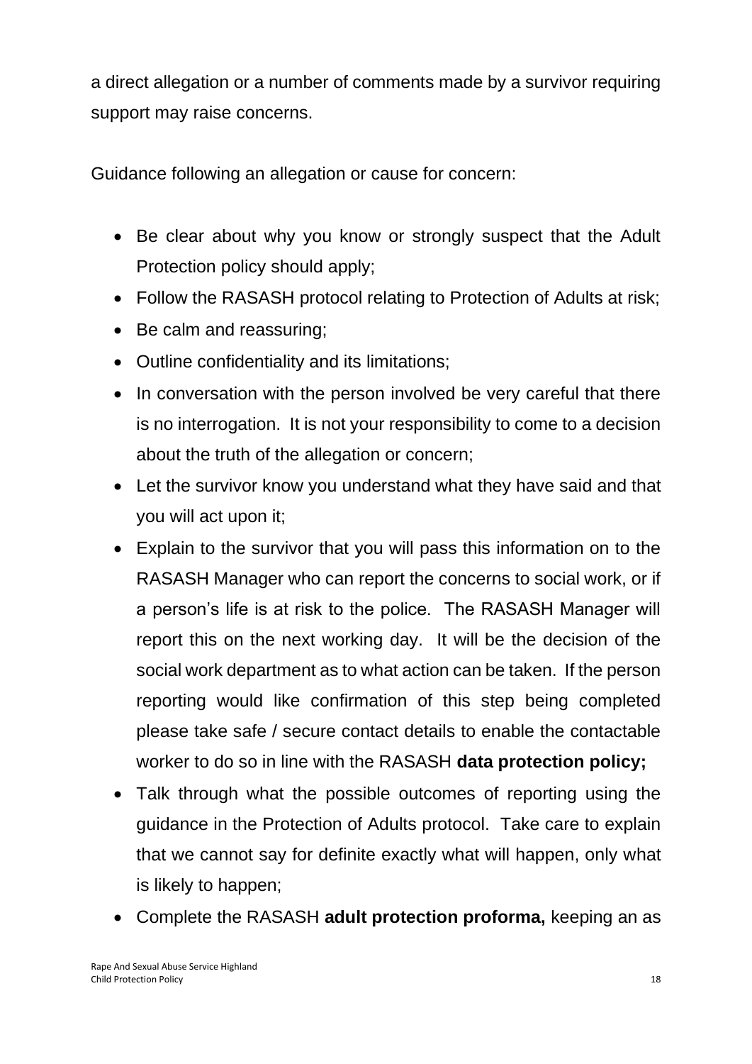a direct allegation or a number of comments made by a survivor requiring support may raise concerns.

Guidance following an allegation or cause for concern:

- Be clear about why you know or strongly suspect that the Adult Protection policy should apply;
- Follow the RASASH protocol relating to Protection of Adults at risk;
- Be calm and reassuring;
- Outline confidentiality and its limitations;
- In conversation with the person involved be very careful that there is no interrogation. It is not your responsibility to come to a decision about the truth of the allegation or concern;
- Let the survivor know you understand what they have said and that you will act upon it;
- Explain to the survivor that you will pass this information on to the RASASH Manager who can report the concerns to social work, or if a person's life is at risk to the police. The RASASH Manager will report this on the next working day. It will be the decision of the social work department as to what action can be taken. If the person reporting would like confirmation of this step being completed please take safe / secure contact details to enable the contactable worker to do so in line with the RASASH **data protection policy;**
- Talk through what the possible outcomes of reporting using the guidance in the Protection of Adults protocol. Take care to explain that we cannot say for definite exactly what will happen, only what is likely to happen;
- Complete the RASASH **adult protection proforma,** keeping an as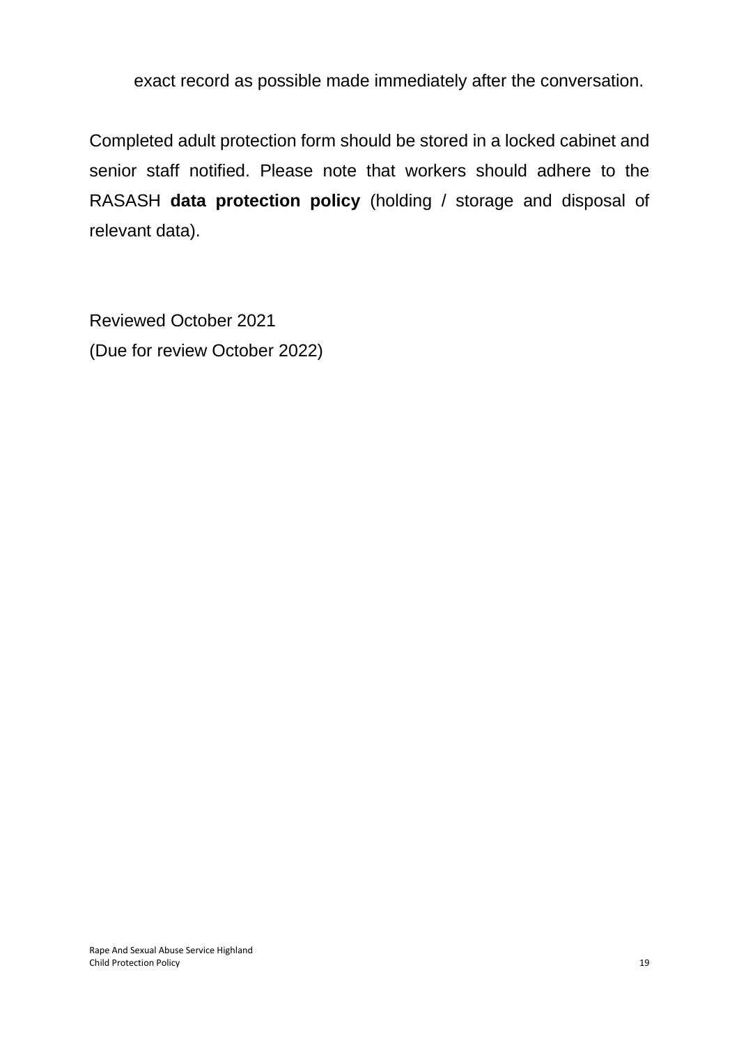exact record as possible made immediately after the conversation.

Completed adult protection form should be stored in a locked cabinet and senior staff notified. Please note that workers should adhere to the RASASH **data protection policy** (holding / storage and disposal of relevant data).

Reviewed October 2021
(Due for review October 2022)